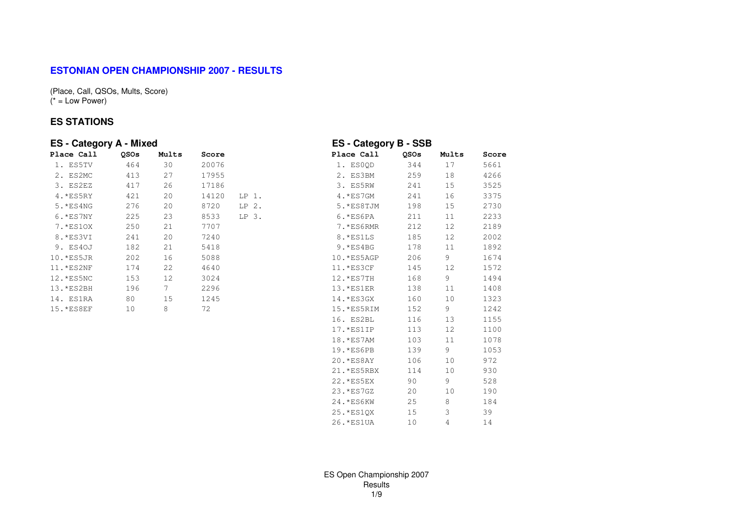# ESTONIAN OPEN CHAMPIONSHIP 2007 - RESULTS

(Place, Call, QSOs, Mults, Score)
(* = Low Power)

## ES STATIONS

### ES - Category A - Mixed

| Place | Call | QSOs | Mults | Score | |
|---|---|---|---|---|---|
| 1. | ES5TV | 464 | 30 | 20076 | |
| 2. | ES2MC | 413 | 27 | 17955 | |
| 3. | ES2EZ | 417 | 26 | 17186 | |
| 4. | *ES5RY | 421 | 20 | 14120 | LP 1. |
| 5. | *ES4NG | 276 | 20 | 8720 | LP 2. |
| 6. | *ES7NY | 225 | 23 | 8533 | LP 3. |
| 7. | *ES1OX | 250 | 21 | 7707 | |
| 8. | *ES3VI | 241 | 20 | 7240 | |
| 9. | ES4OJ | 182 | 21 | 5418 | |
| 10. | *ES5JR | 202 | 16 | 5088 | |
| 11. | *ES2NF | 174 | 22 | 4640 | |
| 12. | *ES5NC | 153 | 12 | 3024 | |
| 13. | *ES2BH | 196 | 7 | 2296 | |
| 14. | ES1RA | 80 | 15 | 1245 | |
| 15. | *ES8EF | 10 | 8 | 72 | |

### ES - Category B - SSB

| Place | Call | QSOs | Mults | Score |
|---|---|---|---|---|
| 1. | ES0QD | 344 | 17 | 5661 |
| 2. | ES3BM | 259 | 18 | 4266 |
| 3. | ES5RW | 241 | 15 | 3525 |
| 4. | *ES7GM | 241 | 16 | 3375 |
| 5. | *ES8TJM | 198 | 15 | 2730 |
| 6. | *ES6PA | 211 | 11 | 2233 |
| 7. | *ES6RMR | 212 | 12 | 2189 |
| 8. | *ES1LS | 185 | 12 | 2002 |
| 9. | *ES4BG | 178 | 11 | 1892 |
| 10. | *ES5AGP | 206 | 9 | 1674 |
| 11. | *ES3CF | 145 | 12 | 1572 |
| 12. | *ES7TH | 168 | 9 | 1494 |
| 13. | *ES1ER | 138 | 11 | 1408 |
| 14. | *ES3GX | 160 | 10 | 1323 |
| 15. | *ES5RIM | 152 | 9 | 1242 |
| 16. | ES2BL | 116 | 13 | 1155 |
| 17. | *ES1IP | 113 | 12 | 1100 |
| 18. | *ES7AM | 103 | 11 | 1078 |
| 19. | *ES6PB | 139 | 9 | 1053 |
| 20. | *ES8AY | 106 | 10 | 972 |
| 21. | *ES5RBX | 114 | 10 | 930 |
| 22. | *ES5EX | 90 | 9 | 528 |
| 23. | *ES7GZ | 20 | 10 | 190 |
| 24. | *ES6KW | 25 | 8 | 184 |
| 25. | *ES1QX | 15 | 3 | 39 |
| 26. | *ES1UA | 10 | 4 | 14 |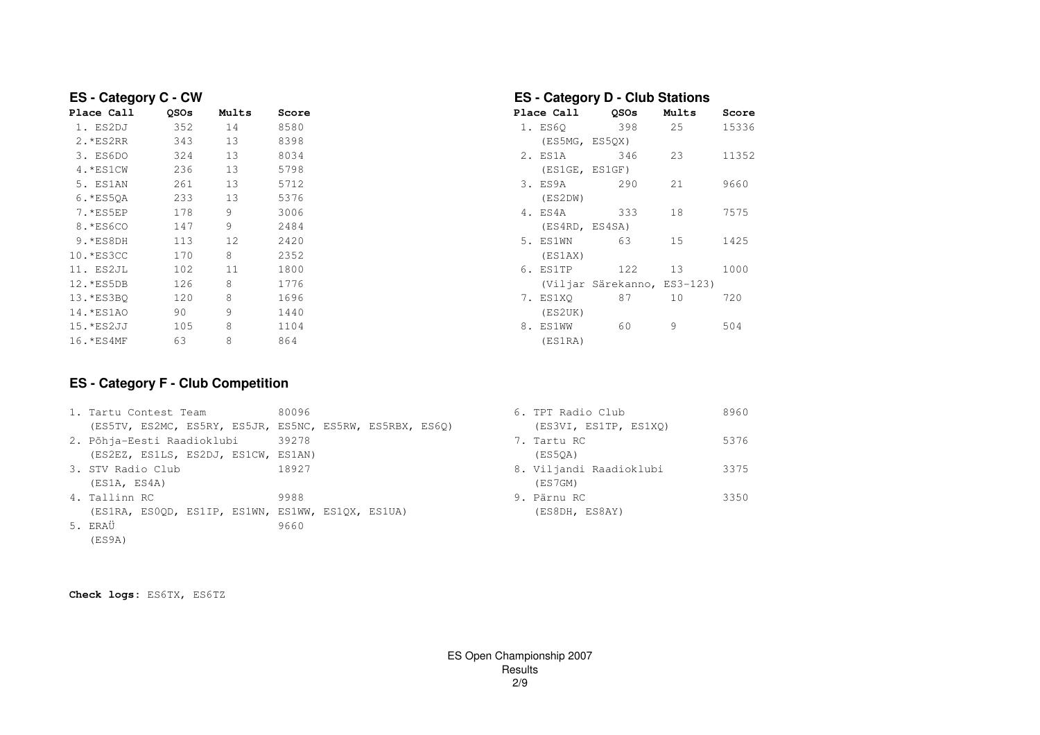## ES - Category C - CW

| Place | Call | QSOs | Mults | Score |
|---|---|---|---|---|
| 1. | ES2DJ | 352 | 14 | 8580 |
| 2. | *ES2RR | 343 | 13 | 8398 |
| 3. | ES6DO | 324 | 13 | 8034 |
| 4. | *ES1CW | 236 | 13 | 5798 |
| 5. | ES1AN | 261 | 13 | 5712 |
| 6. | *ES5QA | 233 | 13 | 5376 |
| 7. | *ES5EP | 178 | 9 | 3006 |
| 8. | *ES6CO | 147 | 9 | 2484 |
| 9. | *ES8DH | 113 | 12 | 2420 |
| 10. | *ES3CC | 170 | 8 | 2352 |
| 11. | ES2JL | 102 | 11 | 1800 |
| 12. | *ES5DB | 126 | 8 | 1776 |
| 13. | *ES3BQ | 120 | 8 | 1696 |
| 14. | *ES1AO | 90 | 9 | 1440 |
| 15. | *ES2JJ | 105 | 8 | 1104 |
| 16. | *ES4MF | 63 | 8 | 864 |

## ES - Category D - Club Stations

| Place | Call | QSOs | Mults | Score |
|---|---|---|---|---|
| 1. | ES6Q (ES5MG, ES5QX) | 398 | 25 | 15336 |
| 2. | ES1A (ES1GE, ES1GF) | 346 | 23 | 11352 |
| 3. | ES9A (ES2DW) | 290 | 21 | 9660 |
| 4. | ES4A (ES4RD, ES4SA) | 333 | 18 | 7575 |
| 5. | ES1WN (ES1AX) | 63 | 15 | 1425 |
| 6. | ES1TP (Viljar Särekanno, ES3-123) | 122 | 13 | 1000 |
| 7. | ES1XQ (ES2UK) | 87 | 10 | 720 |
| 8. | ES1WW (ES1RA) | 60 | 9 | 504 |

## ES - Category F - Club Competition

| Place | Club | Score |
|---|---|---|
| 1. | Tartu Contest Team (ES5TV, ES2MC, ES5RY, ES5JR, ES5NC, ES5RW, ES5RBX, ES6Q) | 80096 |
| 2. | Põhja-Eesti Raadioklubi (ES2EZ, ES1LS, ES2DJ, ES1CW, ES1AN) | 39278 |
| 3. | STV Radio Club (ES1A, ES4A) | 18927 |
| 4. | Tallinn RC (ES1RA, ES0QD, ES1IP, ES1WN, ES1WW, ES1QX, ES1UA) | 9988 |
| 5. | ERAÜ (ES9A) | 9660 |
| 6. | TPT Radio Club (ES3VI, ES1TP, ES1XQ) | 8960 |
| 7. | Tartu RC (ES5QA) | 5376 |
| 8. | Viljandi Raadioklubi (ES7GM) | 3375 |
| 9. | Pärnu RC (ES8DH, ES8AY) | 3350 |

**Check logs:** ES6TX, ES6TZ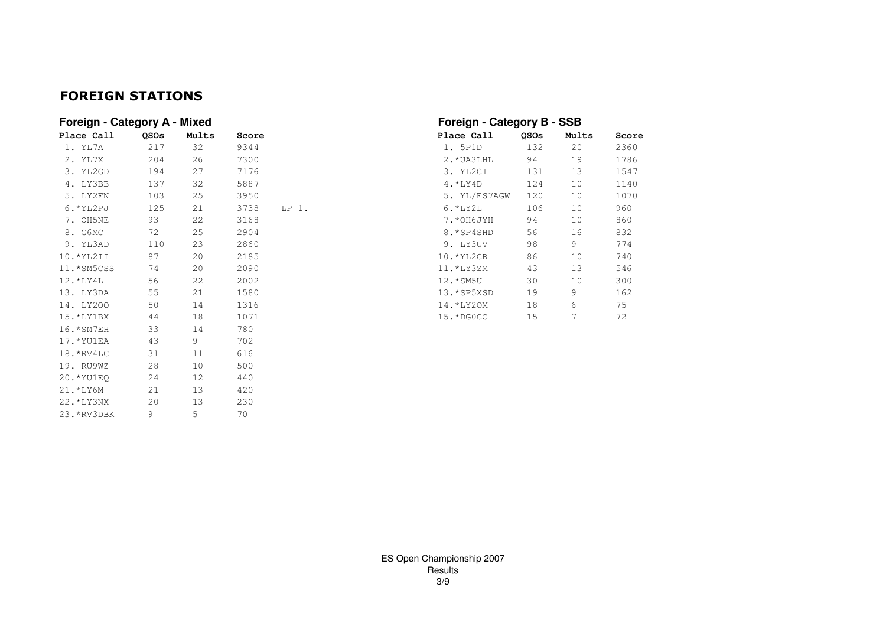# FOREIGN STATIONS

### Foreign - Category A - Mixed

| Place | Call | QSOs | Mults | Score | |
|---|---|---|---|---|---|
| 1. | YL7A | 217 | 32 | 9344 | |
| 2. | YL7X | 204 | 26 | 7300 | |
| 3. | YL2GD | 194 | 27 | 7176 | |
| 4. | LY3BB | 137 | 32 | 5887 | |
| 5. | LY2FN | 103 | 25 | 3950 | |
| 6. | *YL2PJ | 125 | 21 | 3738 | LP 1. |
| 7. | OH5NE | 93 | 22 | 3168 | |
| 8. | G6MC | 72 | 25 | 2904 | |
| 9. | YL3AD | 110 | 23 | 2860 | |
| 10. | *YL2II | 87 | 20 | 2185 | |
| 11. | *SM5CSS | 74 | 20 | 2090 | |
| 12. | *LY4L | 56 | 22 | 2002 | |
| 13. | LY3DA | 55 | 21 | 1580 | |
| 14. | LY2OO | 50 | 14 | 1316 | |
| 15. | *LY1BX | 44 | 18 | 1071 | |
| 16. | *SM7EH | 33 | 14 | 780 | |
| 17. | *YU1EA | 43 | 9 | 702 | |
| 18. | *RV4LC | 31 | 11 | 616 | |
| 19. | RU9WZ | 28 | 10 | 500 | |
| 20. | *YU1EQ | 24 | 12 | 440 | |
| 21. | *LY6M | 21 | 13 | 420 | |
| 22. | *LY3NX | 20 | 13 | 230 | |
| 23. | *RV3DBK | 9 | 5 | 70 | |

### Foreign - Category B - SSB

| Place | Call | QSOs | Mults | Score |
|---|---|---|---|---|
| 1. | 5P1D | 132 | 20 | 2360 |
| 2. | *UA3LHL | 94 | 19 | 1786 |
| 3. | YL2CI | 131 | 13 | 1547 |
| 4. | *LY4D | 124 | 10 | 1140 |
| 5. | YL/ES7AGW | 120 | 10 | 1070 |
| 6. | *LY2L | 106 | 10 | 960 |
| 7. | *OH6JYH | 94 | 10 | 860 |
| 8. | *SP4SHD | 56 | 16 | 832 |
| 9. | LY3UV | 98 | 9 | 774 |
| 10. | *YL2CR | 86 | 10 | 740 |
| 11. | *LY3ZM | 43 | 13 | 546 |
| 12. | *SM5U | 30 | 10 | 300 |
| 13. | *SP5XSD | 19 | 9 | 162 |
| 14. | *LY2OM | 18 | 6 | 75 |
| 15. | *DG0CC | 15 | 7 | 72 |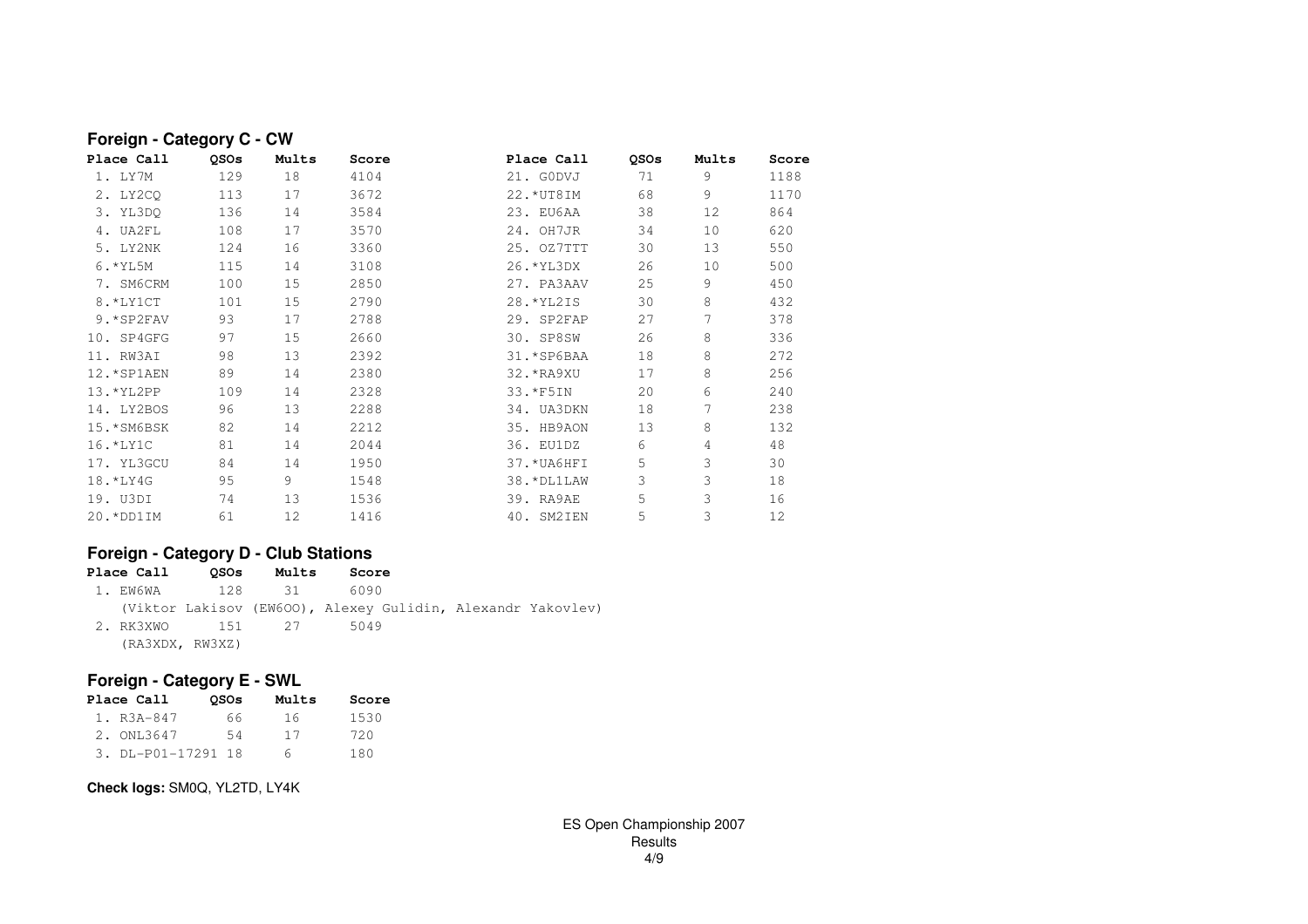## Foreign - Category C - CW

| Place | Call | QSOs | Mults | Score |
|---|---|---|---|---|
| 1. | LY7M | 129 | 18 | 4104 |
| 2. | LY2CQ | 113 | 17 | 3672 |
| 3. | YL3DQ | 136 | 14 | 3584 |
| 4. | UA2FL | 108 | 17 | 3570 |
| 5. | LY2NK | 124 | 16 | 3360 |
| 6. | *YL5M | 115 | 14 | 3108 |
| 7. | SM6CRM | 100 | 15 | 2850 |
| 8. | *LY1CT | 101 | 15 | 2790 |
| 9. | *SP2FAV | 93 | 17 | 2788 |
| 10. | SP4GFG | 97 | 15 | 2660 |
| 11. | RW3AI | 98 | 13 | 2392 |
| 12. | *SP1AEN | 89 | 14 | 2380 |
| 13. | *YL2PP | 109 | 14 | 2328 |
| 14. | LY2BOS | 96 | 13 | 2288 |
| 15. | *SM6BSK | 82 | 14 | 2212 |
| 16. | *LY1C | 81 | 14 | 2044 |
| 17. | YL3GCU | 84 | 14 | 1950 |
| 18. | *LY4G | 95 | 9 | 1548 |
| 19. | U3DI | 74 | 13 | 1536 |
| 20. | *DD1IM | 61 | 12 | 1416 |
| 21. | G0DVJ | 71 | 9 | 1188 |
| 22. | *UT8IM | 68 | 9 | 1170 |
| 23. | EU6AA | 38 | 12 | 864 |
| 24. | OH7JR | 34 | 10 | 620 |
| 25. | OZ7TTT | 30 | 13 | 550 |
| 26. | *YL3DX | 26 | 10 | 500 |
| 27. | PA3AAV | 25 | 9 | 450 |
| 28. | *YL2IS | 30 | 8 | 432 |
| 29. | SP2FAP | 27 | 7 | 378 |
| 30. | SP8SW | 26 | 8 | 336 |
| 31. | *SP6BAA | 18 | 8 | 272 |
| 32. | *RA9XU | 17 | 8 | 256 |
| 33. | *F5IN | 20 | 6 | 240 |
| 34. | UA3DKN | 18 | 7 | 238 |
| 35. | HB9AON | 13 | 8 | 132 |
| 36. | EU1DZ | 6 | 4 | 48 |
| 37. | *UA6HFI | 5 | 3 | 30 |
| 38. | *DL1LAW | 3 | 3 | 18 |
| 39. | RA9AE | 5 | 3 | 16 |
| 40. | SM2IEN | 5 | 3 | 12 |

## Foreign - Category D - Club Stations

| Place | Call | QSOs | Mults | Score |
|---|---|---|---|---|
| 1. | EW6WA | 128 | 31 | 6090 |
| | (Viktor Lakisov (EW6OO), Alexey Gulidin, Alexandr Yakovlev) | | | |
| 2. | RK3XWO | 151 | 27 | 5049 |
| | (RA3XDX, RW3XZ) | | | |

## Foreign - Category E - SWL

| Place | Call | QSOs | Mults | Score |
|---|---|---|---|---|
| 1. | R3A-847 | 66 | 16 | 1530 |
| 2. | ONL3647 | 54 | 17 | 720 |
| 3. | DL-P01-17291 | 18 | 6 | 180 |

**Check logs:** SM0Q, YL2TD, LY4K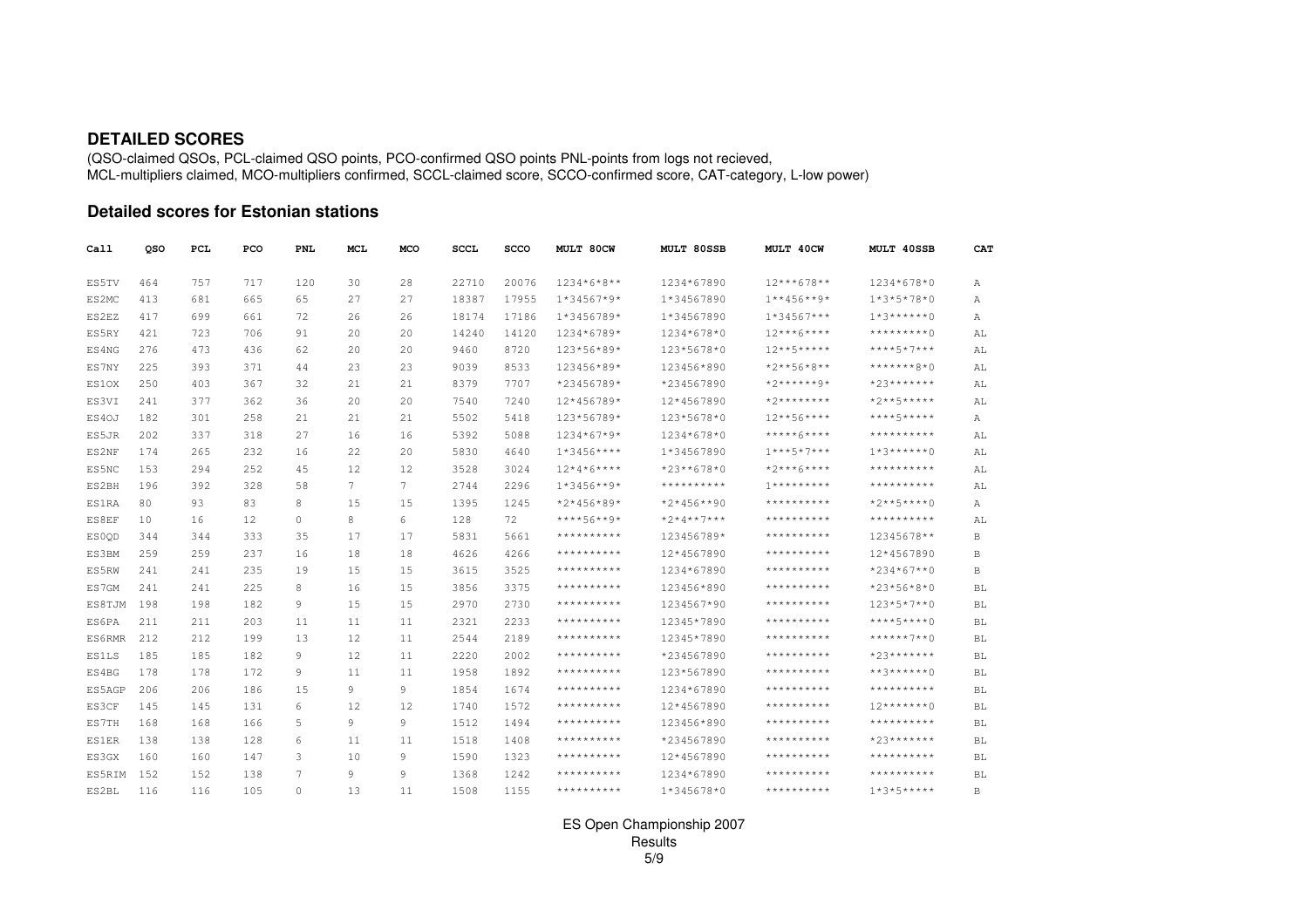## DETAILED SCORES

(QSO-claimed QSOs, PCL-claimed QSO points, PCO-confirmed QSO points PNL-points from logs not recieved,
MCL-multipliers claimed, MCO-multipliers confirmed, SCCL-claimed score, SCCO-confirmed score, CAT-category, L-low power)

### Detailed scores for Estonian stations

| Call | QSO | PCL | PCO | PNL | MCL | MCO | SCCL | SCCO | MULT 80CW | MULT 80SSB | MULT 40CW | MULT 40SSB | CAT |
|---|---|---|---|---|---|---|---|---|---|---|---|---|---|
| ES5TV | 464 | 757 | 717 | 120 | 30 | 28 | 22710 | 20076 | 1234*6*8** | 1234*67890 | 12***678** | 1234*678*0 | A |
| ES2MC | 413 | 681 | 665 | 65 | 27 | 27 | 18387 | 17955 | 1*34567*9* | 1*34567890 | 1**456**9* | 1*3*5*78*0 | A |
| ES2EZ | 417 | 699 | 661 | 72 | 26 | 26 | 18174 | 17186 | 1*3456789* | 1*34567890 | 1*34567*** | 1*3******0 | A |
| ES5RY | 421 | 723 | 706 | 91 | 20 | 20 | 14240 | 14120 | 1234*6789* | 1234*678*0 | 12***6**** | *********0 | AL |
| ES4NG | 276 | 473 | 436 | 62 | 20 | 20 | 9460 | 8720 | 123*56*89* | 123*5678*0 | 12**5***** | ****5*7*** | AL |
| ES7NY | 225 | 393 | 371 | 44 | 23 | 23 | 9039 | 8533 | 123456*89* | 123456*890 | *2**56*8** | *******8*0 | AL |
| ES1OX | 250 | 403 | 367 | 32 | 21 | 21 | 8379 | 7707 | *23456789* | *234567890 | *2******9* | *23******* | AL |
| ES3VI | 241 | 377 | 362 | 36 | 20 | 20 | 7540 | 7240 | 12*456789* | 12*4567890 | *2******** | *2**5***** | AL |
| ES4OJ | 182 | 301 | 258 | 21 | 21 | 21 | 5502 | 5418 | 123*56789* | 123*5678*0 | 12**56**** | ****5***** | A |
| ES5JR | 202 | 337 | 318 | 27 | 16 | 16 | 5392 | 5088 | 1234*67*9* | 1234*678*0 | *****6**** | ********** | AL |
| ES2NF | 174 | 265 | 232 | 16 | 22 | 20 | 5830 | 4640 | 1*3456**** | 1*34567890 | 1***5*7*** | 1*3******0 | AL |
| ES5NC | 153 | 294 | 252 | 45 | 12 | 12 | 3528 | 3024 | 12*4*6**** | *23**678*0 | *2***6**** | ********** | AL |
| ES2BH | 196 | 392 | 328 | 58 | 7 | 7 | 2744 | 2296 | 1*3456**9* | ********** | 1********* | ********** | AL |
| ES1RA | 80 | 93 | 83 | 8 | 15 | 15 | 1395 | 1245 | *2*456*89* | *2*456**90 | ********** | *2**5****0 | A |
| ES8EF | 10 | 16 | 12 | 0 | 8 | 6 | 128 | 72 | ****56**9* | *2*4**7*** | ********** | ********** | AL |
| ES0QD | 344 | 344 | 333 | 35 | 17 | 17 | 5831 | 5661 | ********** | 123456789* | ********** | 12345678** | B |
| ES3BM | 259 | 259 | 237 | 16 | 18 | 18 | 4626 | 4266 | ********** | 12*4567890 | ********** | 12*4567890 | B |
| ES5RW | 241 | 241 | 235 | 19 | 15 | 15 | 3615 | 3525 | ********** | 1234*67890 | ********** | *234*67**0 | B |
| ES7GM | 241 | 241 | 225 | 8 | 16 | 15 | 3856 | 3375 | ********** | 123456*890 | ********** | *23*56*8*0 | BL |
| ES8TJM | 198 | 198 | 182 | 9 | 15 | 15 | 2970 | 2730 | ********** | 1234567*90 | ********** | 123*5*7**0 | BL |
| ES6PA | 211 | 211 | 203 | 11 | 11 | 11 | 2321 | 2233 | ********** | 12345*7890 | ********** | ****5****0 | BL |
| ES6RMR | 212 | 212 | 199 | 13 | 12 | 11 | 2544 | 2189 | ********** | 12345*7890 | ********** | ******7**0 | BL |
| ES1LS | 185 | 185 | 182 | 9 | 12 | 11 | 2220 | 2002 | ********** | *234567890 | ********** | *23******* | BL |
| ES4BG | 178 | 178 | 172 | 9 | 11 | 11 | 1958 | 1892 | ********** | 123*567890 | ********** | **3******0 | BL |
| ES5AGP | 206 | 206 | 186 | 15 | 9 | 9 | 1854 | 1674 | ********** | 1234*67890 | ********** | ********** | BL |
| ES3CF | 145 | 145 | 131 | 6 | 12 | 12 | 1740 | 1572 | ********** | 12*4567890 | ********** | 12*******0 | BL |
| ES7TH | 168 | 168 | 166 | 5 | 9 | 9 | 1512 | 1494 | ********** | 123456*890 | ********** | ********** | BL |
| ES1ER | 138 | 138 | 128 | 6 | 11 | 11 | 1518 | 1408 | ********** | *234567890 | ********** | *23******* | BL |
| ES3GX | 160 | 160 | 147 | 3 | 10 | 9 | 1590 | 1323 | ********** | 12*4567890 | ********** | ********** | BL |
| ES5RIM | 152 | 152 | 138 | 7 | 9 | 9 | 1368 | 1242 | ********** | 1234*67890 | ********** | ********** | BL |
| ES2BL | 116 | 116 | 105 | 0 | 13 | 11 | 1508 | 1155 | ********** | 1*345678*0 | ********** | 1*3*5***** | B |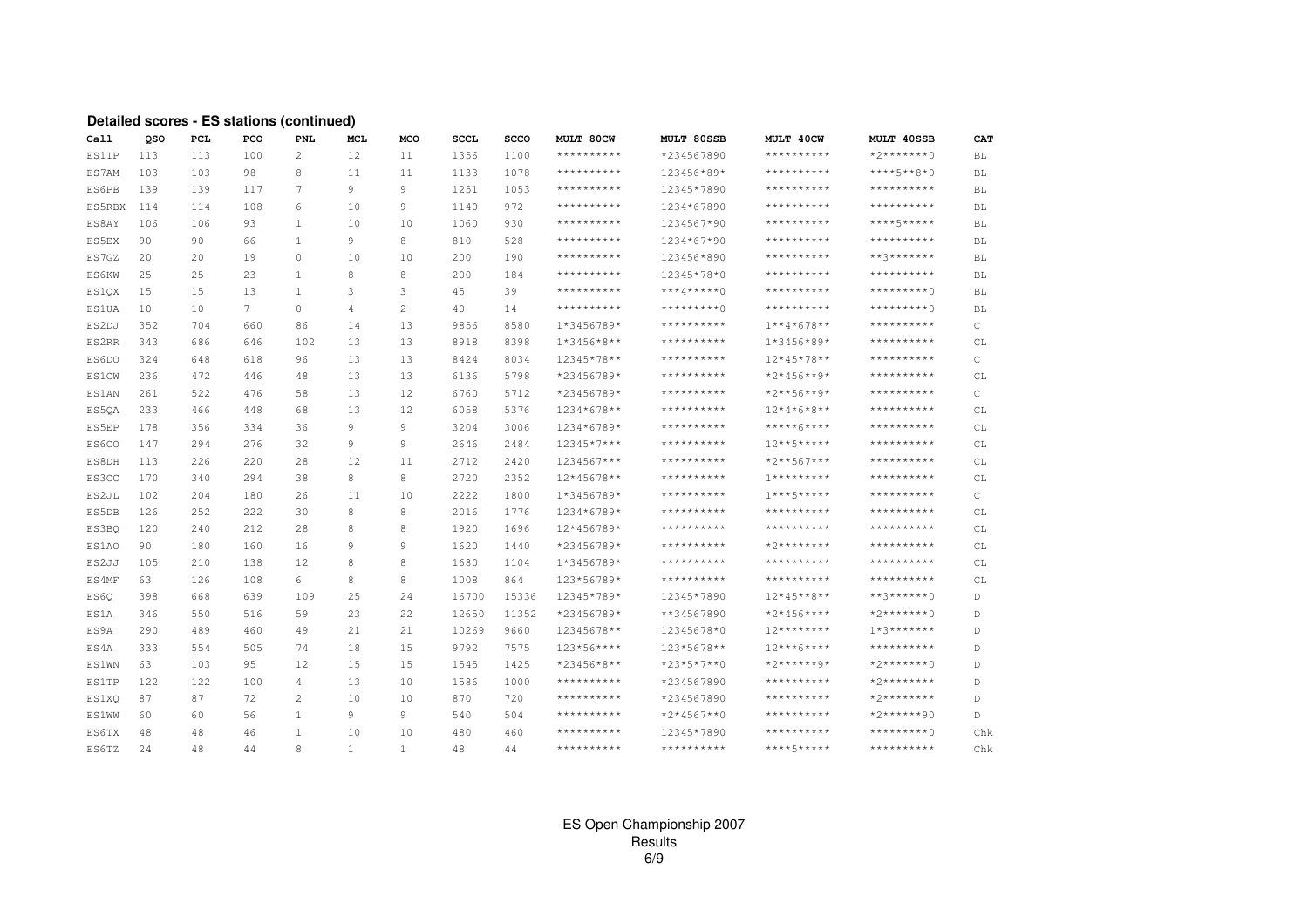**Detailed scores - ES stations (continued)**

| Call | QSO | PCL | PCO | PNL | MCL | MCO | SCCL | SCCO | MULT 80CW | MULT 80SSB | MULT 40CW | MULT 40SSB | CAT |
|---|---|---|---|---|---|---|---|---|---|---|---|---|---|
| ES1IP | 113 | 113 | 100 | 2 | 12 | 11 | 1356 | 1100 | ********** | *234567890 | ********** | *2*******0 | BL |
| ES7AM | 103 | 103 | 98 | 8 | 11 | 11 | 1133 | 1078 | ********** | 123456*89* | ********** | ****5**8*0 | BL |
| ES6PB | 139 | 139 | 117 | 7 | 9 | 9 | 1251 | 1053 | ********** | 12345*7890 | ********** | ********** | BL |
| ES5RBX | 114 | 114 | 108 | 6 | 10 | 9 | 1140 | 972 | ********** | 1234*67890 | ********** | ********** | BL |
| ES8AY | 106 | 106 | 93 | 1 | 10 | 10 | 1060 | 930 | ********** | 1234567*90 | ********** | ****5***** | BL |
| ES5EX | 90 | 90 | 66 | 1 | 9 | 8 | 810 | 528 | ********** | 1234*67*90 | ********** | ********** | BL |
| ES7GZ | 20 | 20 | 19 | 0 | 10 | 10 | 200 | 190 | ********** | 123456*890 | ********** | **3******* | BL |
| ES6KW | 25 | 25 | 23 | 1 | 8 | 8 | 200 | 184 | ********** | 12345*78*0 | ********** | ********** | BL |
| ES1QX | 15 | 15 | 13 | 1 | 3 | 3 | 45 | 39 | ********** | ***4*****0 | ********** | *********0 | BL |
| ES1UA | 10 | 10 | 7 | 0 | 4 | 2 | 40 | 14 | ********** | *********0 | ********** | *********0 | BL |
| ES2DJ | 352 | 704 | 660 | 86 | 14 | 13 | 9856 | 8580 | 1*3456789* | ********** | 1**4*678** | ********** | C |
| ES2RR | 343 | 686 | 646 | 102 | 13 | 13 | 8918 | 8398 | 1*3456*8** | ********** | 1*3456*89* | ********** | CL |
| ES6DO | 324 | 648 | 618 | 96 | 13 | 13 | 8424 | 8034 | 12345*78** | ********** | 12*45*78** | ********** | C |
| ES1CW | 236 | 472 | 446 | 48 | 13 | 13 | 6136 | 5798 | *23456789* | ********** | *2*456**9* | ********** | CL |
| ES1AN | 261 | 522 | 476 | 58 | 13 | 12 | 6760 | 5712 | *23456789* | ********** | *2**56**9* | ********** | C |
| ES5QA | 233 | 466 | 448 | 68 | 13 | 12 | 6058 | 5376 | 1234*678** | ********** | 12*4*6*8** | ********** | CL |
| ES5EP | 178 | 356 | 334 | 36 | 9 | 9 | 3204 | 3006 | 1234*6789* | ********** | *****6**** | ********** | CL |
| ES6CO | 147 | 294 | 276 | 32 | 9 | 9 | 2646 | 2484 | 12345*7*** | ********** | 12**5***** | ********** | CL |
| ES8DH | 113 | 226 | 220 | 28 | 12 | 11 | 2712 | 2420 | 1234567*** | ********** | *2**567*** | ********** | CL |
| ES3CC | 170 | 340 | 294 | 38 | 8 | 8 | 2720 | 2352 | 12*45678** | ********** | 1********* | ********** | CL |
| ES2JL | 102 | 204 | 180 | 26 | 11 | 10 | 2222 | 1800 | 1*3456789* | ********** | 1***5***** | ********** | C |
| ES5DB | 126 | 252 | 222 | 30 | 8 | 8 | 2016 | 1776 | 1234*6789* | ********** | ********** | ********** | CL |
| ES3BQ | 120 | 240 | 212 | 28 | 8 | 8 | 1920 | 1696 | 12*456789* | ********** | ********** | ********** | CL |
| ES1AO | 90 | 180 | 160 | 16 | 9 | 9 | 1620 | 1440 | *23456789* | ********** | *2******** | ********** | CL |
| ES2JJ | 105 | 210 | 138 | 12 | 8 | 8 | 1680 | 1104 | 1*3456789* | ********** | ********** | ********** | CL |
| ES4MF | 63 | 126 | 108 | 6 | 8 | 8 | 1008 | 864 | 123*56789* | ********** | ********** | ********** | CL |
| ES6Q | 398 | 668 | 639 | 109 | 25 | 24 | 16700 | 15336 | 12345*789* | 12345*7890 | 12*45**8** | **3******0 | D |
| ES1A | 346 | 550 | 516 | 59 | 23 | 22 | 12650 | 11352 | *23456789* | **34567890 | *2*456**** | *2*******0 | D |
| ES9A | 290 | 489 | 460 | 49 | 21 | 21 | 10269 | 9660 | 12345678** | 12345678*0 | 12******** | 1*3******* | D |
| ES4A | 333 | 554 | 505 | 74 | 18 | 15 | 9792 | 7575 | 123*56**** | 123*5678** | 12***6**** | ********** | D |
| ES1WN | 63 | 103 | 95 | 12 | 15 | 15 | 1545 | 1425 | *23456*8** | *23*5*7**0 | *2******9* | *2*******0 | D |
| ES1TP | 122 | 122 | 100 | 4 | 13 | 10 | 1586 | 1000 | ********** | *234567890 | ********** | *2******** | D |
| ES1XQ | 87 | 87 | 72 | 2 | 10 | 10 | 870 | 720 | ********** | *234567890 | ********** | *2******** | D |
| ES1WW | 60 | 60 | 56 | 1 | 9 | 9 | 540 | 504 | ********** | *2*4567**0 | ********** | *2******90 | D |
| ES6TX | 48 | 48 | 46 | 1 | 10 | 10 | 480 | 460 | ********** | 12345*7890 | ********** | *********0 | Chk |
| ES6TZ | 24 | 48 | 44 | 8 | 1 | 1 | 48 | 44 | ********** | ********** | ****5***** | ********** | Chk |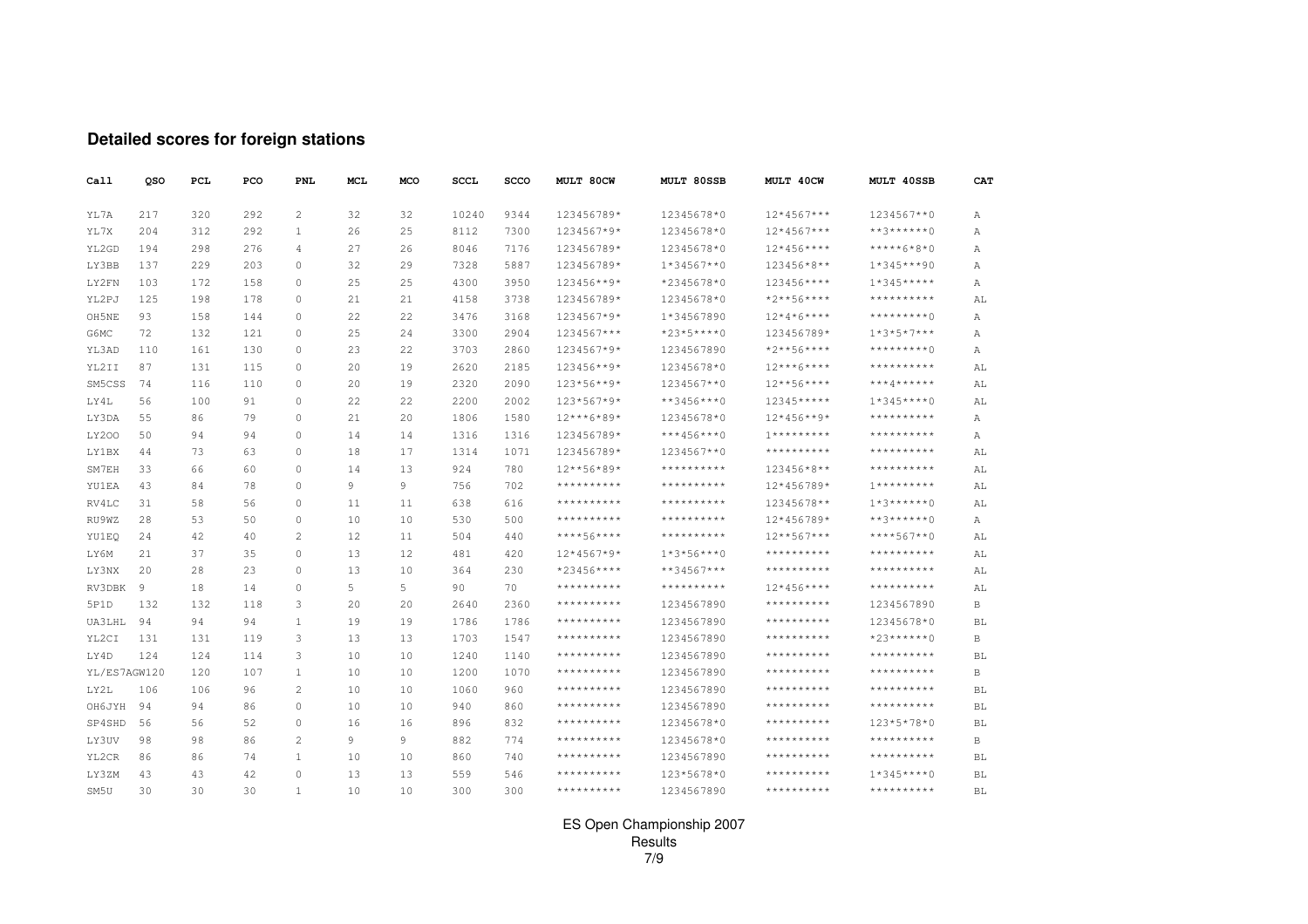## Detailed scores for foreign stations

| Call | QSO | PCL | PCO | PNL | MCL | MCO | SCCL | SCCO | MULT 80CW | MULT 80SSB | MULT 40CW | MULT 40SSB | CAT |
|---|---|---|---|---|---|---|---|---|---|---|---|---|---|
| YL7A | 217 | 320 | 292 | 2 | 32 | 32 | 10240 | 9344 | 123456789* | 12345678*0 | 12*4567*** | 1234567**0 | A |
| YL7X | 204 | 312 | 292 | 1 | 26 | 25 | 8112 | 7300 | 1234567*9* | 12345678*0 | 12*4567*** | **3******0 | A |
| YL2GD | 194 | 298 | 276 | 4 | 27 | 26 | 8046 | 7176 | 123456789* | 12345678*0 | 12*456**** | *****6*8*0 | A |
| LY3BB | 137 | 229 | 203 | 0 | 32 | 29 | 7328 | 5887 | 123456789* | 1*34567**0 | 123456*8** | 1*345***90 | A |
| LY2FN | 103 | 172 | 158 | 0 | 25 | 25 | 4300 | 3950 | 123456**9* | *2345678*0 | 123456**** | 1*345***** | A |
| YL2PJ | 125 | 198 | 178 | 0 | 21 | 21 | 4158 | 3738 | 123456789* | 12345678*0 | *2**56**** | ********** | AL |
| OH5NE | 93 | 158 | 144 | 0 | 22 | 22 | 3476 | 3168 | 1234567*9* | 1*34567890 | 12*4*6**** | *********0 | A |
| G6MC | 72 | 132 | 121 | 0 | 25 | 24 | 3300 | 2904 | 1234567*** | *23*5****0 | 123456789* | 1*3*5*7*** | A |
| YL3AD | 110 | 161 | 130 | 0 | 23 | 22 | 3703 | 2860 | 1234567*9* | 1234567890 | *2**56**** | *********0 | A |
| YL2II | 87 | 131 | 115 | 0 | 20 | 19 | 2620 | 2185 | 123456**9* | 12345678*0 | 12***6**** | ********** | AL |
| SM5CSS | 74 | 116 | 110 | 0 | 20 | 19 | 2320 | 2090 | 123*56**9* | 1234567**0 | 12**56**** | ***4****** | AL |
| LY4L | 56 | 100 | 91 | 0 | 22 | 22 | 2200 | 2002 | 123*567*9* | **3456***0 | 12345***** | 1*345****0 | AL |
| LY3DA | 55 | 86 | 79 | 0 | 21 | 20 | 1806 | 1580 | 12***6*89* | 12345678*0 | 12*456**9* | ********** | A |
| LY2OO | 50 | 94 | 94 | 0 | 14 | 14 | 1316 | 1316 | 123456789* | ***456***0 | 1********* | ********** | A |
| LY1BX | 44 | 73 | 63 | 0 | 18 | 17 | 1314 | 1071 | 123456789* | 1234567**0 | ********** | ********** | AL |
| SM7EH | 33 | 66 | 60 | 0 | 14 | 13 | 924 | 780 | 12**56*89* | ********** | 123456*8** | ********** | AL |
| YU1EA | 43 | 84 | 78 | 0 | 9 | 9 | 756 | 702 | ********** | ********** | 12*456789* | 1********* | AL |
| RV4LC | 31 | 58 | 56 | 0 | 11 | 11 | 638 | 616 | ********** | ********** | 12345678** | 1*3******0 | AL |
| RU9WZ | 28 | 53 | 50 | 0 | 10 | 10 | 530 | 500 | ********** | ********** | 12*456789* | **3******0 | A |
| YU1EQ | 24 | 42 | 40 | 2 | 12 | 11 | 504 | 440 | ****56**** | ********** | 12**567*** | ****567**0 | AL |
| LY6M | 21 | 37 | 35 | 0 | 13 | 12 | 481 | 420 | 12*4567*9* | 1*3*56***0 | ********** | ********** | AL |
| LY3NX | 20 | 28 | 23 | 0 | 13 | 10 | 364 | 230 | *23456**** | **34567*** | ********** | ********** | AL |
| RV3DBK | 9 | 18 | 14 | 0 | 5 | 5 | 90 | 70 | ********** | ********** | 12*456**** | ********** | AL |
| 5P1D | 132 | 132 | 118 | 3 | 20 | 20 | 2640 | 2360 | ********** | 1234567890 | ********** | 1234567890 | B |
| UA3LHL | 94 | 94 | 94 | 1 | 19 | 19 | 1786 | 1786 | ********** | 1234567890 | ********** | 12345678*0 | BL |
| YL2CI | 131 | 131 | 119 | 3 | 13 | 13 | 1703 | 1547 | ********** | 1234567890 | ********** | *23******0 | B |
| LY4D | 124 | 124 | 114 | 3 | 10 | 10 | 1240 | 1140 | ********** | 1234567890 | ********** | ********** | BL |
| YL/ES7AGW | 120 | 120 | 107 | 1 | 10 | 10 | 1200 | 1070 | ********** | 1234567890 | ********** | ********** | B |
| LY2L | 106 | 106 | 96 | 2 | 10 | 10 | 1060 | 960 | ********** | 1234567890 | ********** | ********** | BL |
| OH6JYH | 94 | 94 | 86 | 0 | 10 | 10 | 940 | 860 | ********** | 1234567890 | ********** | ********** | BL |
| SP4SHD | 56 | 56 | 52 | 0 | 16 | 16 | 896 | 832 | ********** | 12345678*0 | ********** | 123*5*78*0 | BL |
| LY3UV | 98 | 98 | 86 | 2 | 9 | 9 | 882 | 774 | ********** | 12345678*0 | ********** | ********** | B |
| YL2CR | 86 | 86 | 74 | 1 | 10 | 10 | 860 | 740 | ********** | 1234567890 | ********** | ********** | BL |
| LY3ZM | 43 | 43 | 42 | 0 | 13 | 13 | 559 | 546 | ********** | 123*5678*0 | ********** | 1*345****0 | BL |
| SM5U | 30 | 30 | 30 | 1 | 10 | 10 | 300 | 300 | ********** | 1234567890 | ********** | ********** | BL |

ES Open Championship 2007
Results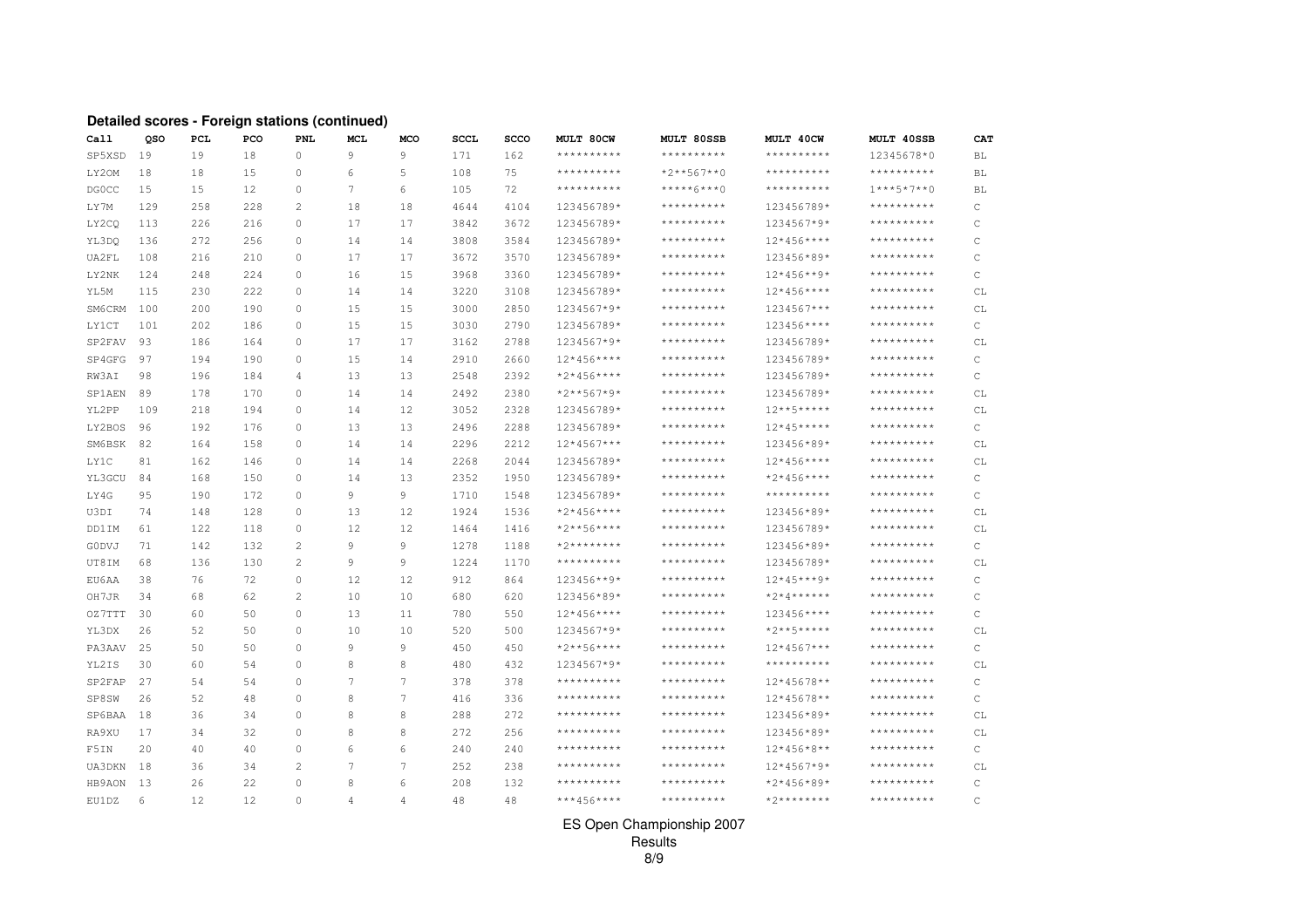### Detailed scores - Foreign stations (continued)

| Call | QSO | PCL | PCO | PNL | MCL | MCO | SCCL | SCCO | MULT 80CW | MULT 80SSB | MULT 40CW | MULT 40SSB | CAT |
|---|---|---|---|---|---|---|---|---|---|---|---|---|---|
| SP5XSD | 19 | 19 | 18 | 0 | 9 | 9 | 171 | 162 | ********** | ********** | ********** | 12345678*0 | BL |
| LY2OM | 18 | 18 | 15 | 0 | 6 | 5 | 108 | 75 | ********** | *2**567**0 | ********** | ********** | BL |
| DG0CC | 15 | 15 | 12 | 0 | 7 | 6 | 105 | 72 | ********** | *****6***0 | ********** | 1***5*7**0 | BL |
| LY7M | 129 | 258 | 228 | 2 | 18 | 18 | 4644 | 4104 | 123456789* | ********** | 123456789* | ********** | C |
| LY2CQ | 113 | 226 | 216 | 0 | 17 | 17 | 3842 | 3672 | 123456789* | ********** | 1234567*9* | ********** | C |
| YL3DQ | 136 | 272 | 256 | 0 | 14 | 14 | 3808 | 3584 | 123456789* | ********** | 12*456**** | ********** | C |
| UA2FL | 108 | 216 | 210 | 0 | 17 | 17 | 3672 | 3570 | 123456789* | ********** | 123456*89* | ********** | C |
| LY2NK | 124 | 248 | 224 | 0 | 16 | 15 | 3968 | 3360 | 123456789* | ********** | 12*456**9* | ********** | C |
| YL5M | 115 | 230 | 222 | 0 | 14 | 14 | 3220 | 3108 | 123456789* | ********** | 12*456**** | ********** | CL |
| SM6CRM | 100 | 200 | 190 | 0 | 15 | 15 | 3000 | 2850 | 1234567*9* | ********** | 1234567*** | ********** | CL |
| LY1CT | 101 | 202 | 186 | 0 | 15 | 15 | 3030 | 2790 | 123456789* | ********** | 123456**** | ********** | C |
| SP2FAV | 93 | 186 | 164 | 0 | 17 | 17 | 3162 | 2788 | 1234567*9* | ********** | 123456789* | ********** | CL |
| SP4GFG | 97 | 194 | 190 | 0 | 15 | 14 | 2910 | 2660 | 12*456**** | ********** | 123456789* | ********** | C |
| RW3AI | 98 | 196 | 184 | 4 | 13 | 13 | 2548 | 2392 | *2*456**** | ********** | 123456789* | ********** | C |
| SP1AEN | 89 | 178 | 170 | 0 | 14 | 14 | 2492 | 2380 | *2**567*9* | ********** | 123456789* | ********** | CL |
| YL2PP | 109 | 218 | 194 | 0 | 14 | 12 | 3052 | 2328 | 123456789* | ********** | 12**5***** | ********** | CL |
| LY2BOS | 96 | 192 | 176 | 0 | 13 | 13 | 2496 | 2288 | 123456789* | ********** | 12*45***** | ********** | C |
| SM6BSK | 82 | 164 | 158 | 0 | 14 | 14 | 2296 | 2212 | 12*4567*** | ********** | 123456*89* | ********** | CL |
| LY1C | 81 | 162 | 146 | 0 | 14 | 14 | 2268 | 2044 | 123456789* | ********** | 12*456**** | ********** | CL |
| YL3GCU | 84 | 168 | 150 | 0 | 14 | 13 | 2352 | 1950 | 123456789* | ********** | *2*456**** | ********** | C |
| LY4G | 95 | 190 | 172 | 0 | 9 | 9 | 1710 | 1548 | 123456789* | ********** | ********** | ********** | C |
| U3DI | 74 | 148 | 128 | 0 | 13 | 12 | 1924 | 1536 | *2*456**** | ********** | 123456*89* | ********** | CL |
| DD1IM | 61 | 122 | 118 | 0 | 12 | 12 | 1464 | 1416 | *2**56**** | ********** | 123456789* | ********** | CL |
| G0DVJ | 71 | 142 | 132 | 2 | 9 | 9 | 1278 | 1188 | *2******** | ********** | 123456*89* | ********** | C |
| UT8IM | 68 | 136 | 130 | 2 | 9 | 9 | 1224 | 1170 | ********** | ********** | 123456789* | ********** | CL |
| EU6AA | 38 | 76 | 72 | 0 | 12 | 12 | 912 | 864 | 123456**9* | ********** | 12*45***9* | ********** | C |
| OH7JR | 34 | 68 | 62 | 2 | 10 | 10 | 680 | 620 | 123456*89* | ********** | *2*4****** | ********** | C |
| OZ7TTT | 30 | 60 | 50 | 0 | 13 | 11 | 780 | 550 | 12*456**** | ********** | 123456**** | ********** | C |
| YL3DX | 26 | 52 | 50 | 0 | 10 | 10 | 520 | 500 | 1234567*9* | ********** | *2**5***** | ********** | CL |
| PA3AAV | 25 | 50 | 50 | 0 | 9 | 9 | 450 | 450 | *2**56**** | ********** | 12*4567*** | ********** | C |
| YL2IS | 30 | 60 | 54 | 0 | 8 | 8 | 480 | 432 | 1234567*9* | ********** | ********** | ********** | CL |
| SP2FAP | 27 | 54 | 54 | 0 | 7 | 7 | 378 | 378 | ********** | ********** | 12*45678** | ********** | C |
| SP8SW | 26 | 52 | 48 | 0 | 8 | 7 | 416 | 336 | ********** | ********** | 12*45678** | ********** | C |
| SP6BAA | 18 | 36 | 34 | 0 | 8 | 8 | 288 | 272 | ********** | ********** | 123456*89* | ********** | CL |
| RA9XU | 17 | 34 | 32 | 0 | 8 | 8 | 272 | 256 | ********** | ********** | 123456*89* | ********** | CL |
| F5IN | 20 | 40 | 40 | 0 | 6 | 6 | 240 | 240 | ********** | ********** | 12*456*8** | ********** | C |
| UA3DKN | 18 | 36 | 34 | 2 | 7 | 7 | 252 | 238 | ********** | ********** | 12*4567*9* | ********** | CL |
| HB9AON | 13 | 26 | 22 | 0 | 8 | 6 | 208 | 132 | ********** | ********** | *2*456*89* | ********** | C |
| EU1DZ | 6 | 12 | 12 | 0 | 4 | 4 | 48 | 48 | ***456**** | ********** | *2******** | ********** | C |

ES Open Championship 2007

Results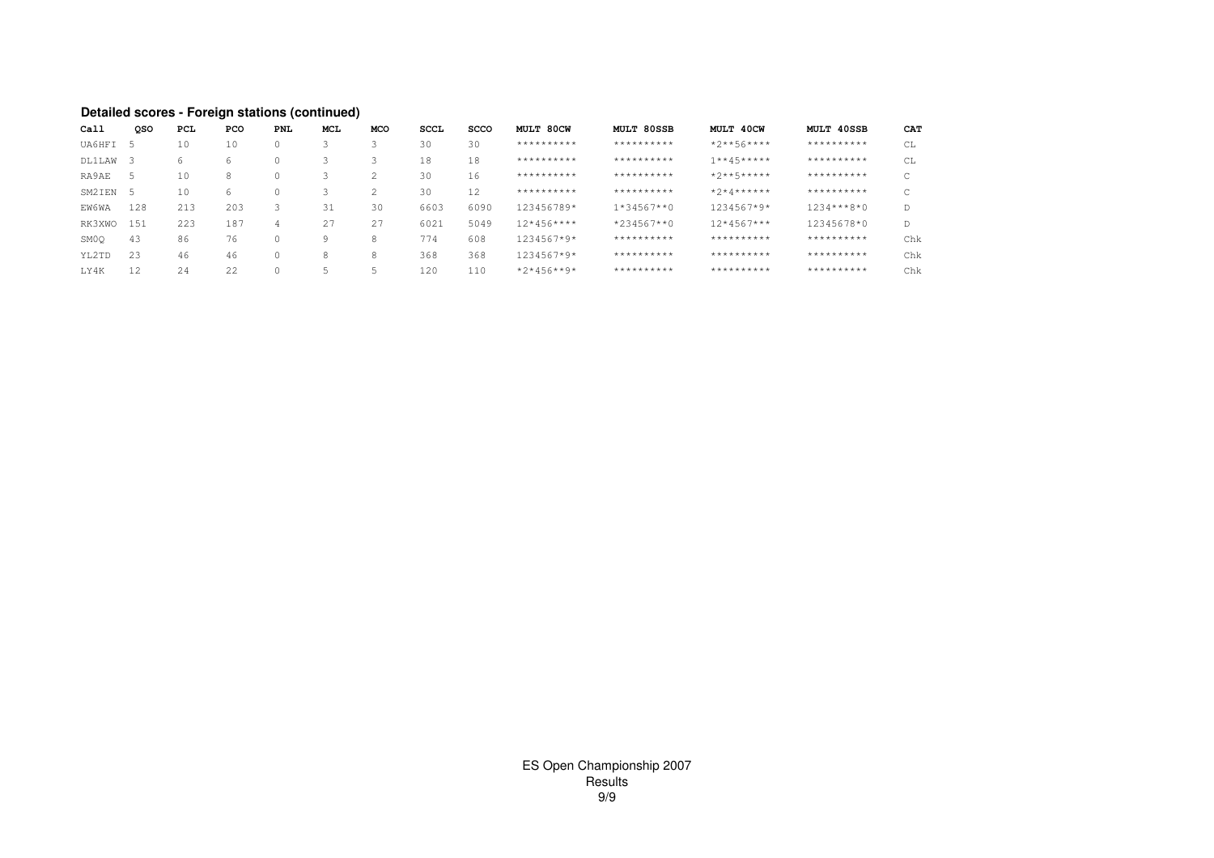**Detailed scores - Foreign stations (continued)**

| Call | QSO | PCL | PCO | PNL | MCL | MCO | SCCL | SCCO | MULT 80CW | MULT 80SSB | MULT 40CW | MULT 40SSB | CAT |
|---|---|---|---|---|---|---|---|---|---|---|---|---|---|
| UA6HFI | 5 | 10 | 10 | 0 | 3 | 3 | 30 | 30 | ********** | ********** | *2**56**** | ********** | CL |
| DL1LAW | 3 | 6 | 6 | 0 | 3 | 3 | 18 | 18 | ********** | ********** | 1**45***** | ********** | CL |
| RA9AE | 5 | 10 | 8 | 0 | 3 | 2 | 30 | 16 | ********** | ********** | *2**5***** | ********** | C |
| SM2IEN | 5 | 10 | 6 | 0 | 3 | 2 | 30 | 12 | ********** | ********** | *2*4****** | ********** | C |
| EW6WA | 128 | 213 | 203 | 3 | 31 | 30 | 6603 | 6090 | 123456789* | 1*34567**0 | 1234567*9* | 1234***8*0 | D |
| RK3XWO | 151 | 223 | 187 | 4 | 27 | 27 | 6021 | 5049 | 12*456**** | *234567**0 | 12*4567*** | 12345678*0 | D |
| SM0Q | 43 | 86 | 76 | 0 | 9 | 8 | 774 | 608 | 1234567*9* | ********** | ********** | ********** | Chk |
| YL2TD | 23 | 46 | 46 | 0 | 8 | 8 | 368 | 368 | 1234567*9* | ********** | ********** | ********** | Chk |
| LY4K | 12 | 24 | 22 | 0 | 5 | 5 | 120 | 110 | *2*456**9* | ********** | ********** | ********** | Chk |